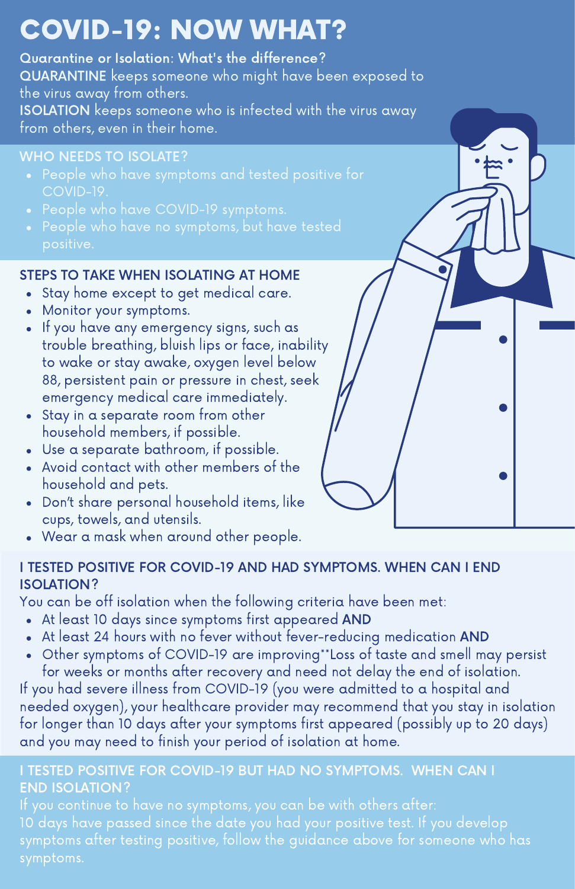# COVID-19: NOW WHAT?

**Quarantine or Isolation: What's the difference?**

**QUARANTINE** keeps someone who might have been exposed to the virus away from others.

**ISOLATION** keeps someone who is infected with the virus away from others, even in their home.

## WHO NEEDS TO ISOLATE?

- People who have symptoms and tested positive for COVID-19.
- People who have COVID-19 symptoms.
- People who have no symptoms, but have tested positive.

## STEPS TO TAKE WHEN ISOLATING AT HOME

- Stay home except to get medical care.
- Monitor your symptoms.
- If you have any emergency signs, such as trouble breathing, bluish lips or face, inability to wake or stay awake, oxygen level below 88, persistent pain or pressure in chest, seek emergency medical care immediately.
- Stay in a separate room from other household members, if possible.
- Use a separate bathroom, if possible.
- Avoid contact with other members of the household and pets.
- Don't share personal household items, like cups, towels, and utensils.
- Wear a mask when around other people.

## I TESTED POSITIVE FOR COVID-19 AND HAD SYMPTOMS. WHEN CAN I END ISOLATION?

You can be off isolation when the following criteria have been met:

- At least 10 days since symptoms first appeared **AND**
- At least 24 hours with no fever without fever-reducing medication **AND**
- Other symptoms of COVID-19 are improving**Loss of taste and smell may persist for weeks or months after recovery and need not delay the end of isolation.

If you had severe illness from COVID-19 (you were admitted to a hospital and needed oxygen), your healthcare provider may recommend that you stay in isolation for longer than 10 days after your symptoms first appeared (possibly up to 20 days) and you may need to finish your period of isolation at home.

## I TESTED POSITIVE FOR COVID-19 BUT HAD NO SYMPTOMS. WHEN CAN I END ISOLATION?

If you continue to have no symptoms, you can be with others after:

10 days have passed since the date you had your positive test. If you develop symptoms after testing positive, follow the guidance above for someone who has symptoms.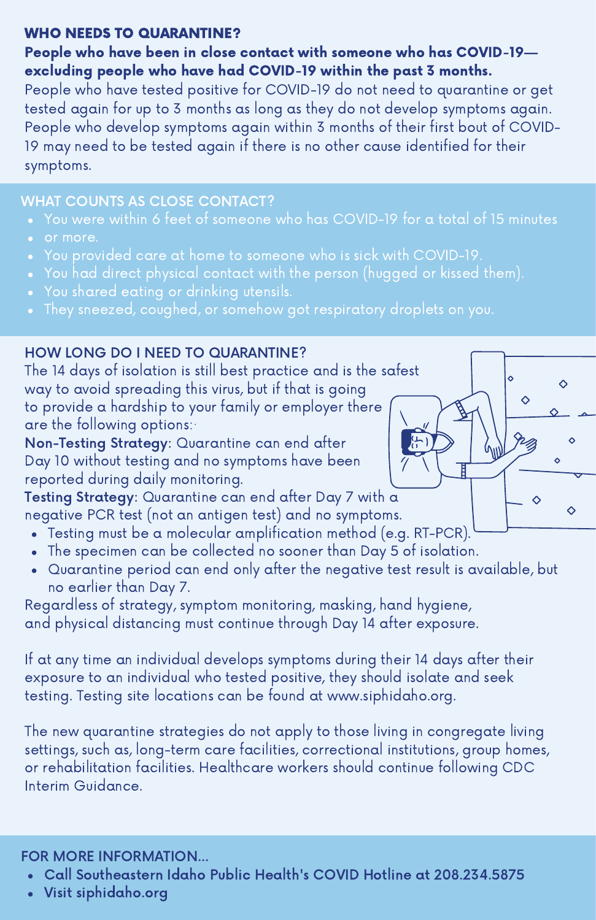## WHO NEEDS TO QUARANTINE?

**People who have been in close contact with someone who has COVID-19—excluding people who have had COVID-19 within the past 3 months.**

People who have tested positive for COVID-19 do not need to quarantine or get tested again for up to 3 months as long as they do not develop symptoms again. People who develop symptoms again within 3 months of their first bout of COVID-19 may need to be tested again if there is no other cause identified for their symptoms.

## WHAT COUNTS AS CLOSE CONTACT?

- You were within 6 feet of someone who has COVID-19 for a total of 15 minutes
- or more.
- You provided care at home to someone who is sick with COVID-19.
- You had direct physical contact with the person (hugged or kissed them).
- You shared eating or drinking utensils.
- They sneezed, coughed, or somehow got respiratory droplets on you.

## HOW LONG DO I NEED TO QUARANTINE?

The 14 days of isolation is still best practice and is the safest way to avoid spreading this virus, but if that is going to provide a hardship to your family or employer there are the following options:

**Non-Testing Strategy**: Quarantine can end after Day 10 without testing and no symptoms have been reported during daily monitoring.

**Testing Strategy**: Quarantine can end after Day 7 with a negative PCR test (not an antigen test) and no symptoms.

- Testing must be a molecular amplification method (e.g. RT-PCR).
- The specimen can be collected no sooner than Day 5 of isolation.
- Quarantine period can end only after the negative test result is available, but no earlier than Day 7.

Regardless of strategy, symptom monitoring, masking, hand hygiene, and physical distancing must continue through Day 14 after exposure.

If at any time an individual develops symptoms during their 14 days after their exposure to an individual who tested positive, they should isolate and seek testing. Testing site locations can be found at www.siphidaho.org.

The new quarantine strategies do not apply to those living in congregate living settings, such as, long-term care facilities, correctional institutions, group homes, or rehabilitation facilities. Healthcare workers should continue following CDC Interim Guidance.

## FOR MORE INFORMATION...

- **Call Southeastern Idaho Public Health's COVID Hotline at 208.234.5875**
- **Visit siphidaho.org**